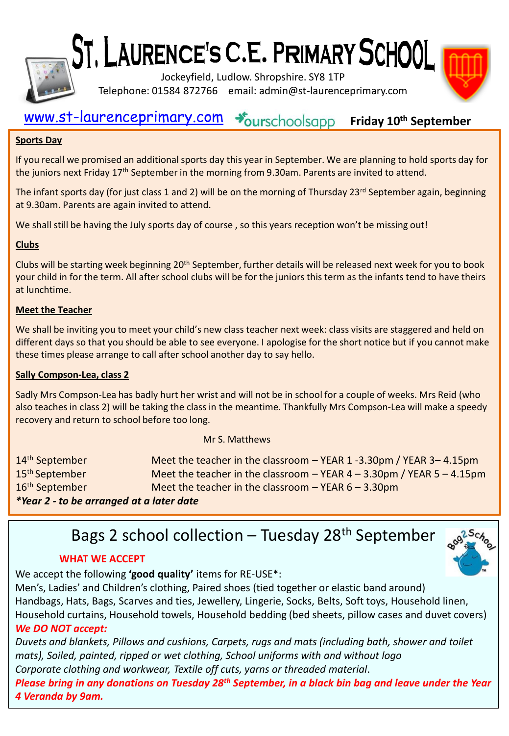# St. Laurence's C.E. Primary School

Jockeyfield, Ludlow. Shropshire. SY8 1TP

Telephone: 01584 872766 email: admin@st-laurenceprimary.com

www.st-laurenceprimary.com ourschoolsapp **Friday 10th September**

**Sports Day**

If you recall we promised an additional sports day this year in September. We are planning to hold sports day for the juniors next Friday 17th September in the morning from 9.30am. Parents are invited to attend.

The infant sports day (for just class 1 and 2) will be on the morning of Thursday 23rd September again, beginning at 9.30am. Parents are again invited to attend.

We shall still be having the July sports day of course , so this years reception won't be missing out!

**Clubs**

Clubs will be starting week beginning 20th September, further details will be released next week for you to book your child in for the term. All after school clubs will be for the juniors this term as the infants tend to have theirs at lunchtime.

**Meet the Teacher**

We shall be inviting you to meet your child's new class teacher next week: class visits are staggered and held on different days so that you should be able to see everyone. I apologise for the short notice but if you cannot make these times please arrange to call after school another day to say hello.

**Sally Compson-Lea, class 2**

Sadly Mrs Compson-Lea has badly hurt her wrist and will not be in school for a couple of weeks. Mrs Reid (who also teaches in class 2) will be taking the class in the meantime. Thankfully Mrs Compson-Lea will make a speedy recovery and return to school before too long.

Mr S. Matthews

| | |
|---|---|
| 14th September | Meet the teacher in the classroom – YEAR 1 -3.30pm / YEAR 3– 4.15pm |
| 15th September | Meet the teacher in the classroom – YEAR 4 – 3.30pm / YEAR 5 – 4.15pm |
| 16th September | Meet the teacher in the classroom – YEAR 6 – 3.30pm |

***Year 2 - to be arranged at a later date***

## Bags 2 school collection – Tuesday 28th September

**WHAT WE ACCEPT**

We accept the following **'good quality'** items for RE-USE*:

Men's, Ladies' and Children's clothing, Paired shoes (tied together or elastic band around) Handbags, Hats, Bags, Scarves and ties, Jewellery, Lingerie, Socks, Belts, Soft toys, Household linen, Household curtains, Household towels, Household bedding (bed sheets, pillow cases and duvet covers)

***We DO NOT accept:***

*Duvets and blankets, Pillows and cushions, Carpets, rugs and mats (including bath, shower and toilet mats), Soiled, painted, ripped or wet clothing, School uniforms with and without logo Corporate clothing and workwear, Textile off cuts, yarns or threaded material.*

***Please bring in any donations on Tuesday 28th September, in a black bin bag and leave under the Year 4 Veranda by 9am.***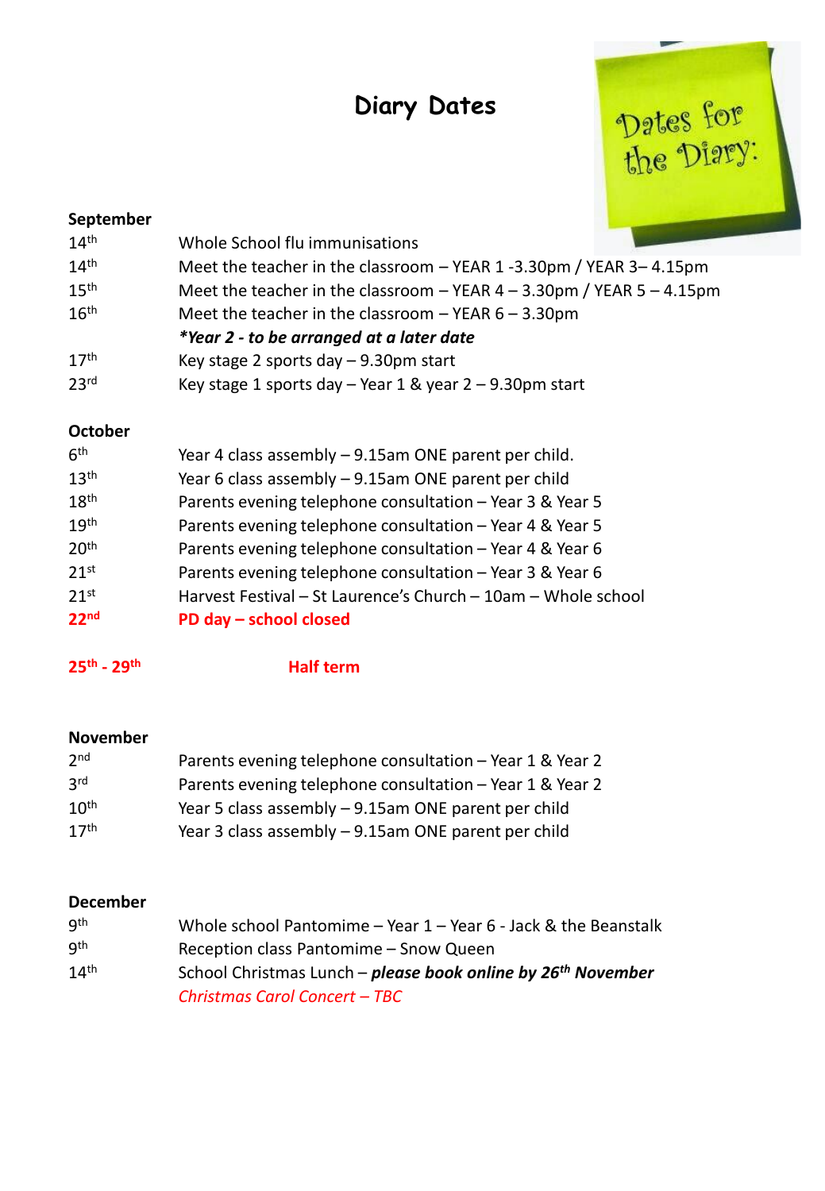# Diary Dates

Dates for the Diary:

**September**

| | |
|---|---|
| 14th | Whole School flu immunisations |
| 14th | Meet the teacher in the classroom – YEAR 1 -3.30pm / YEAR 3– 4.15pm |
| 15th | Meet the teacher in the classroom – YEAR 4 – 3.30pm / YEAR 5 – 4.15pm |
| 16th | Meet the teacher in the classroom – YEAR 6 – 3.30pm |
| | ***Year 2 - to be arranged at a later date** |
| 17th | Key stage 2 sports day – 9.30pm start |
| 23rd | Key stage 1 sports day – Year 1 & year 2 – 9.30pm start |

**October**

| | |
|---|---|
| 6th | Year 4 class assembly – 9.15am ONE parent per child. |
| 13th | Year 6 class assembly – 9.15am ONE parent per child |
| 18th | Parents evening telephone consultation – Year 3 & Year 5 |
| 19th | Parents evening telephone consultation – Year 4 & Year 5 |
| 20th | Parents evening telephone consultation – Year 4 & Year 6 |
| 21st | Parents evening telephone consultation – Year 3 & Year 6 |
| 21st | Harvest Festival – St Laurence's Church – 10am – Whole school |
| **22nd** | **PD day – school closed** |

**25th - 29th** **Half term**

**November**

| | |
|---|---|
| 2nd | Parents evening telephone consultation – Year 1 & Year 2 |
| 3rd | Parents evening telephone consultation – Year 1 & Year 2 |
| 10th | Year 5 class assembly – 9.15am ONE parent per child |
| 17th | Year 3 class assembly – 9.15am ONE parent per child |

**December**

| | |
|---|---|
| 9th | Whole school Pantomime – Year 1 – Year 6 - Jack & the Beanstalk |
| 9th | Reception class Pantomime – Snow Queen |
| 14th | School Christmas Lunch – ***please book online by 26th November*** |
| | *Christmas Carol Concert – TBC* |